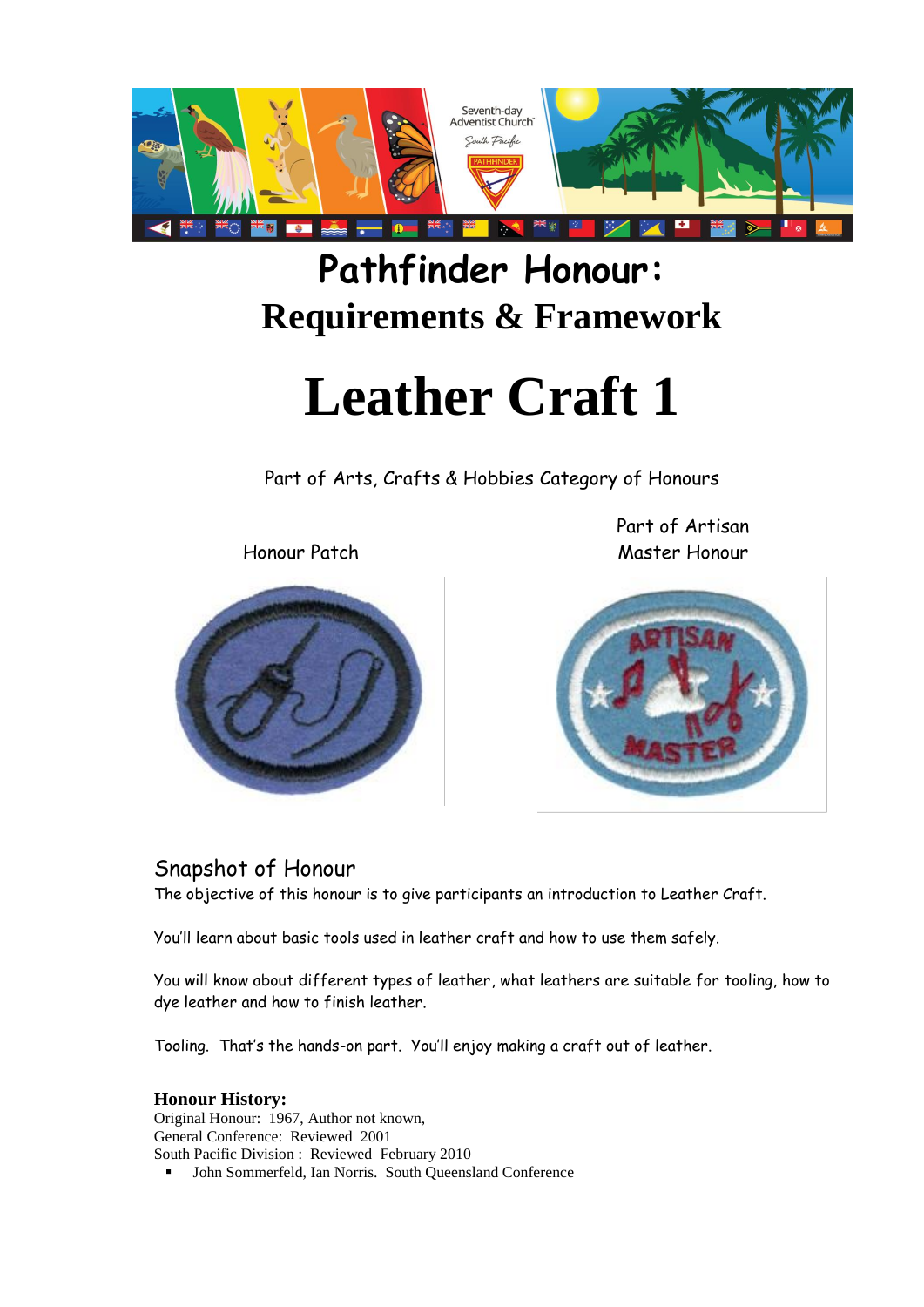# Pathfinder Honour:
## Requirements & Framework

# Leather Craft 1

Part of Arts, Crafts & Hobbies Category of Honours

Honour Patch

Part of Artisan Master Honour

## Snapshot of Honour

The objective of this honour is to give participants an introduction to Leather Craft.

You'll learn about basic tools used in leather craft and how to use them safely.

You will know about different types of leather, what leathers are suitable for tooling, how to dye leather and how to finish leather.

Tooling. That's the hands-on part. You'll enjoy making a craft out of leather.

**Honour History:**
Original Honour: 1967, Author not known,
General Conference: Reviewed 2001
South Pacific Division : Reviewed February 2010

- John Sommerfeld, Ian Norris. South Queensland Conference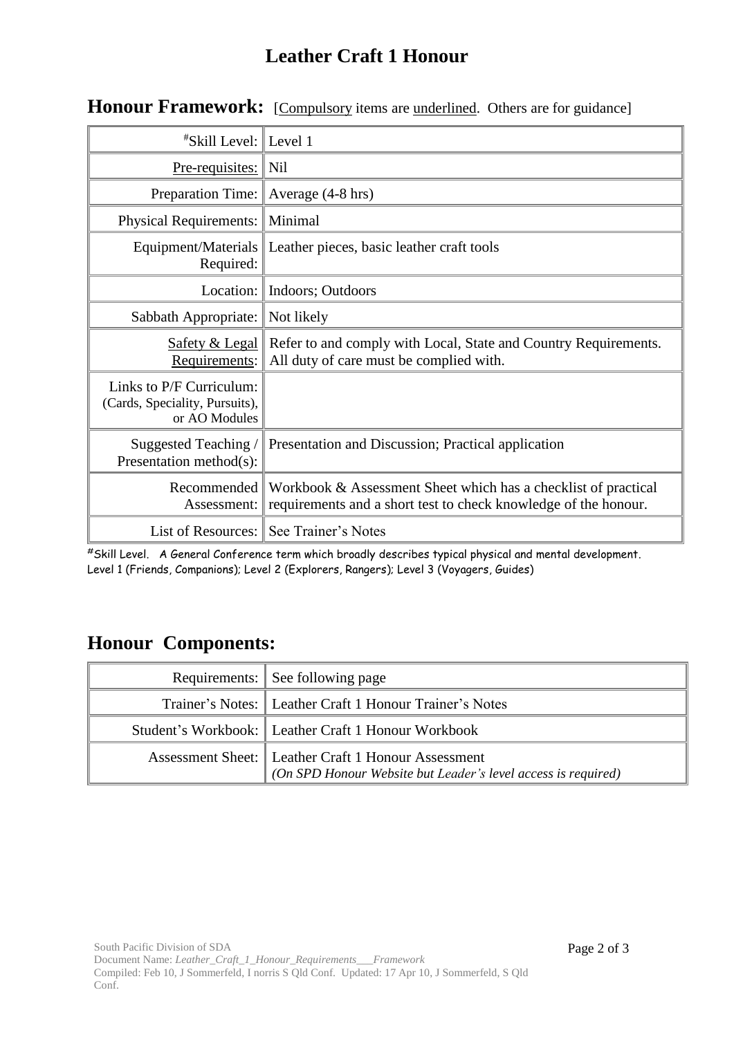# Leather Craft 1 Honour

## Honour Framework: [Compulsory items are underlined. Others are for guidance]

| | |
|---|---|
| #Skill Level: | Level 1 |
| Pre-requisites: | Nil |
| Preparation Time: | Average (4-8 hrs) |
| Physical Requirements: | Minimal |
| Equipment/Materials Required: | Leather pieces, basic leather craft tools |
| Location: | Indoors; Outdoors |
| Sabbath Appropriate: | Not likely |
| Safety & Legal Requirements: | Refer to and comply with Local, State and Country Requirements. All duty of care must be complied with. |
| Links to P/F Curriculum: (Cards, Speciality, Pursuits), or AO Modules | |
| Suggested Teaching / Presentation method(s): | Presentation and Discussion; Practical application |
| Recommended Assessment: | Workbook & Assessment Sheet which has a checklist of practical requirements and a short test to check knowledge of the honour. |
| List of Resources: | See Trainer's Notes |

#Skill Level. A General Conference term which broadly describes typical physical and mental development. Level 1 (Friends, Companions); Level 2 (Explorers, Rangers); Level 3 (Voyagers, Guides)

## Honour Components:

| | |
|---|---|
| Requirements: | See following page |
| Trainer's Notes: | Leather Craft 1 Honour Trainer's Notes |
| Student's Workbook: | Leather Craft 1 Honour Workbook |
| Assessment Sheet: | Leather Craft 1 Honour Assessment *(On SPD Honour Website but Leader's level access is required)* |

South Pacific Division of SDA
Document Name: *Leather_Craft_1_Honour_Requirements___Framework*
Compiled: Feb 10, J Sommerfeld, I norris S Qld Conf. Updated: 17 Apr 10, J Sommerfeld, S Qld Conf.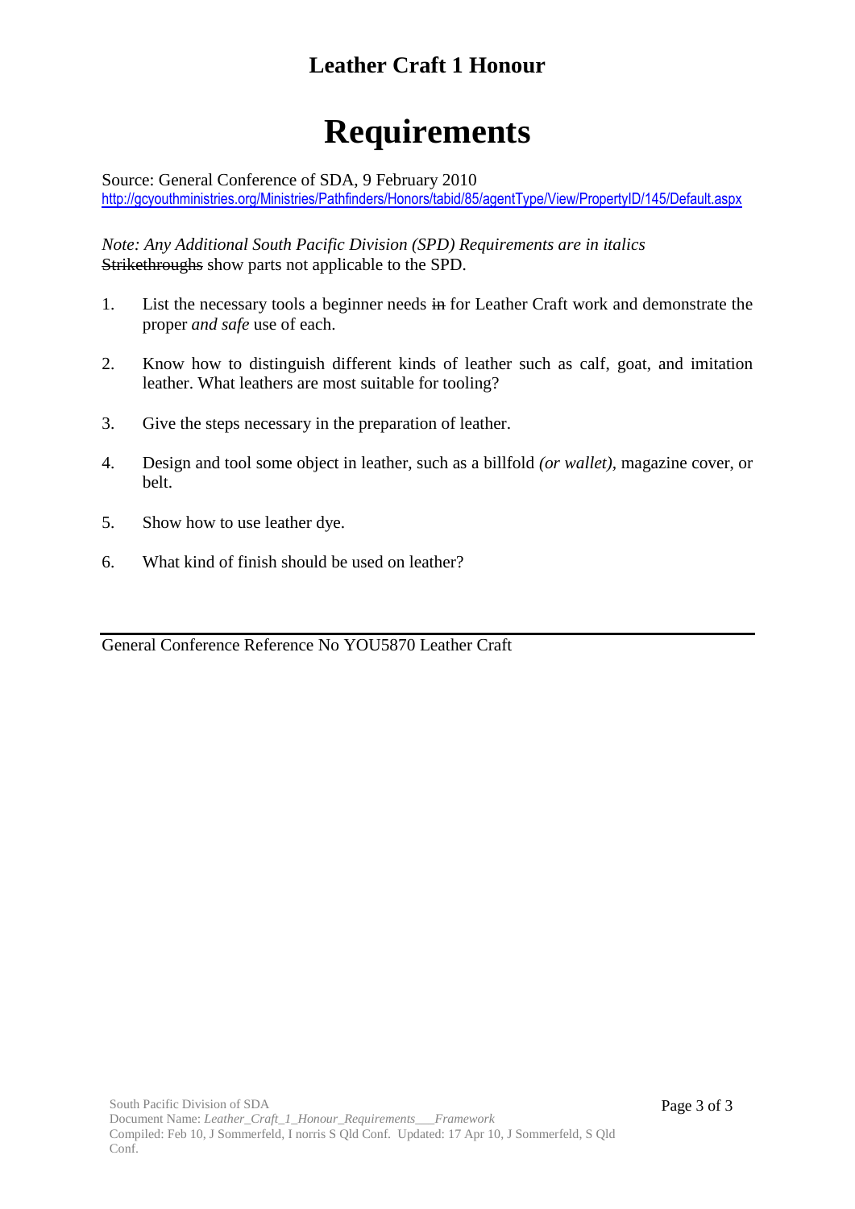## Leather Craft 1 Honour

# Requirements

Source: General Conference of SDA, 9 February 2010
http://gcyouthministries.org/Ministries/Pathfinders/Honors/tabid/85/agentType/View/PropertyID/145/Default.aspx

*Note: Any Additional South Pacific Division (SPD) Requirements are in italics*
~~Strikethroughs~~ show parts not applicable to the SPD.

1. List the necessary tools a beginner needs ~~in~~ for Leather Craft work and demonstrate the proper *and safe* use of each.

2. Know how to distinguish different kinds of leather such as calf, goat, and imitation leather. What leathers are most suitable for tooling?

3. Give the steps necessary in the preparation of leather.

4. Design and tool some object in leather, such as a billfold *(or wallet)*, magazine cover, or belt.

5. Show how to use leather dye.

6. What kind of finish should be used on leather?

---

General Conference Reference No YOU5870 Leather Craft